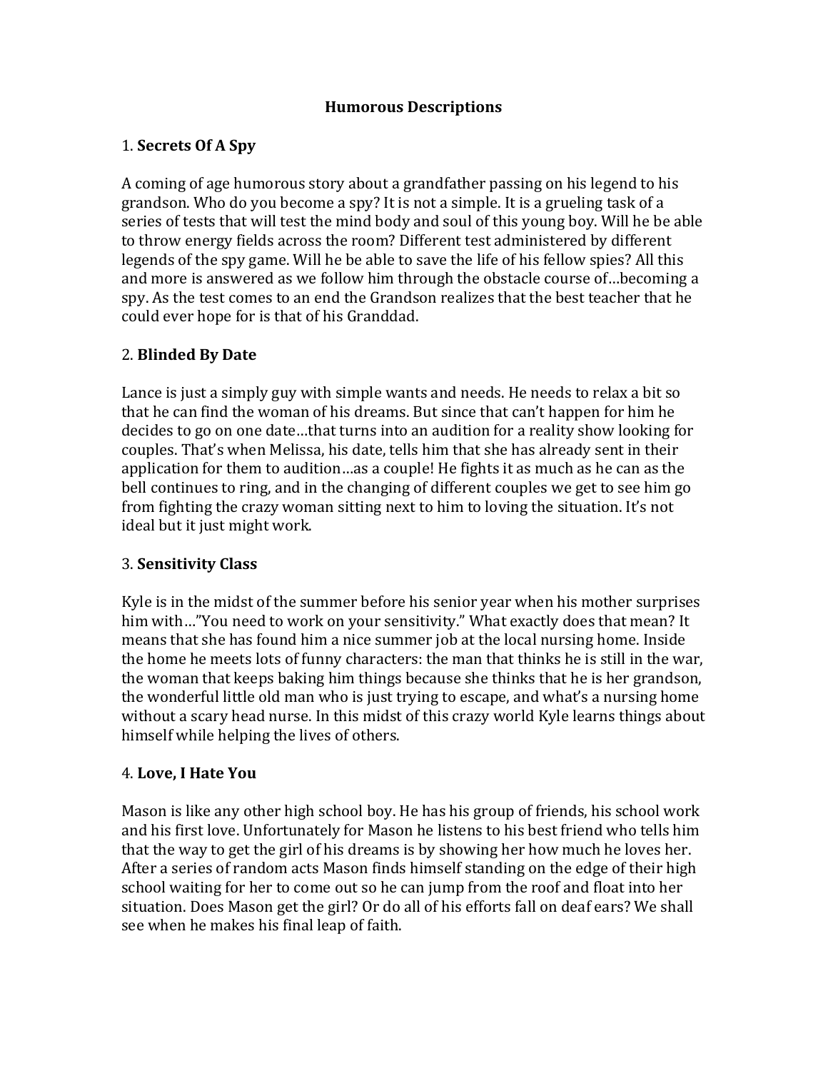# Humorous Descriptions

1. **Secrets Of A Spy**

A coming of age humorous story about a grandfather passing on his legend to his grandson. Who do you become a spy? It is not a simple. It is a grueling task of a series of tests that will test the mind body and soul of this young boy. Will he be able to throw energy fields across the room? Different test administered by different legends of the spy game. Will he be able to save the life of his fellow spies? All this and more is answered as we follow him through the obstacle course of…becoming a spy. As the test comes to an end the Grandson realizes that the best teacher that he could ever hope for is that of his Granddad.

2. **Blinded By Date**

Lance is just a simply guy with simple wants and needs. He needs to relax a bit so that he can find the woman of his dreams. But since that can't happen for him he decides to go on one date…that turns into an audition for a reality show looking for couples. That's when Melissa, his date, tells him that she has already sent in their application for them to audition…as a couple! He fights it as much as he can as the bell continues to ring, and in the changing of different couples we get to see him go from fighting the crazy woman sitting next to him to loving the situation. It's not ideal but it just might work.

3. **Sensitivity Class**

Kyle is in the midst of the summer before his senior year when his mother surprises him with…"You need to work on your sensitivity." What exactly does that mean? It means that she has found him a nice summer job at the local nursing home. Inside the home he meets lots of funny characters: the man that thinks he is still in the war, the woman that keeps baking him things because she thinks that he is her grandson, the wonderful little old man who is just trying to escape, and what's a nursing home without a scary head nurse. In this midst of this crazy world Kyle learns things about himself while helping the lives of others.

4. **Love, I Hate You**

Mason is like any other high school boy. He has his group of friends, his school work and his first love. Unfortunately for Mason he listens to his best friend who tells him that the way to get the girl of his dreams is by showing her how much he loves her. After a series of random acts Mason finds himself standing on the edge of their high school waiting for her to come out so he can jump from the roof and float into her situation. Does Mason get the girl? Or do all of his efforts fall on deaf ears? We shall see when he makes his final leap of faith.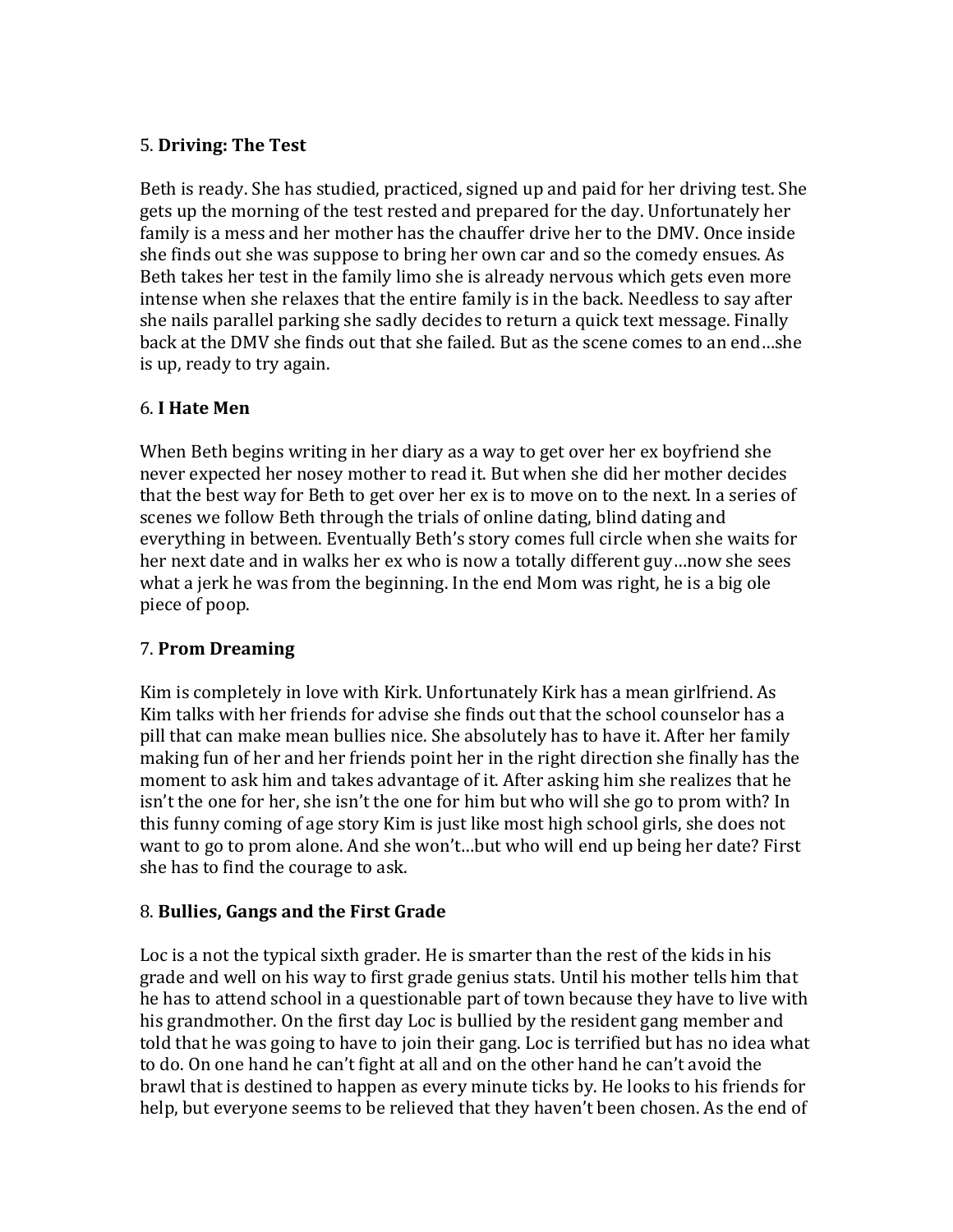5. **Driving: The Test**

Beth is ready. She has studied, practiced, signed up and paid for her driving test. She gets up the morning of the test rested and prepared for the day. Unfortunately her family is a mess and her mother has the chauffer drive her to the DMV. Once inside she finds out she was suppose to bring her own car and so the comedy ensues. As Beth takes her test in the family limo she is already nervous which gets even more intense when she relaxes that the entire family is in the back. Needless to say after she nails parallel parking she sadly decides to return a quick text message. Finally back at the DMV she finds out that she failed. But as the scene comes to an end…she is up, ready to try again.

6. **I Hate Men**

When Beth begins writing in her diary as a way to get over her ex boyfriend she never expected her nosey mother to read it. But when she did her mother decides that the best way for Beth to get over her ex is to move on to the next. In a series of scenes we follow Beth through the trials of online dating, blind dating and everything in between. Eventually Beth's story comes full circle when she waits for her next date and in walks her ex who is now a totally different guy…now she sees what a jerk he was from the beginning. In the end Mom was right, he is a big ole piece of poop.

7. **Prom Dreaming**

Kim is completely in love with Kirk. Unfortunately Kirk has a mean girlfriend. As Kim talks with her friends for advise she finds out that the school counselor has a pill that can make mean bullies nice. She absolutely has to have it. After her family making fun of her and her friends point her in the right direction she finally has the moment to ask him and takes advantage of it. After asking him she realizes that he isn't the one for her, she isn't the one for him but who will she go to prom with? In this funny coming of age story Kim is just like most high school girls, she does not want to go to prom alone. And she won't…but who will end up being her date? First she has to find the courage to ask.

8. **Bullies, Gangs and the First Grade**

Loc is a not the typical sixth grader. He is smarter than the rest of the kids in his grade and well on his way to first grade genius stats. Until his mother tells him that he has to attend school in a questionable part of town because they have to live with his grandmother. On the first day Loc is bullied by the resident gang member and told that he was going to have to join their gang. Loc is terrified but has no idea what to do. On one hand he can't fight at all and on the other hand he can't avoid the brawl that is destined to happen as every minute ticks by. He looks to his friends for help, but everyone seems to be relieved that they haven't been chosen. As the end of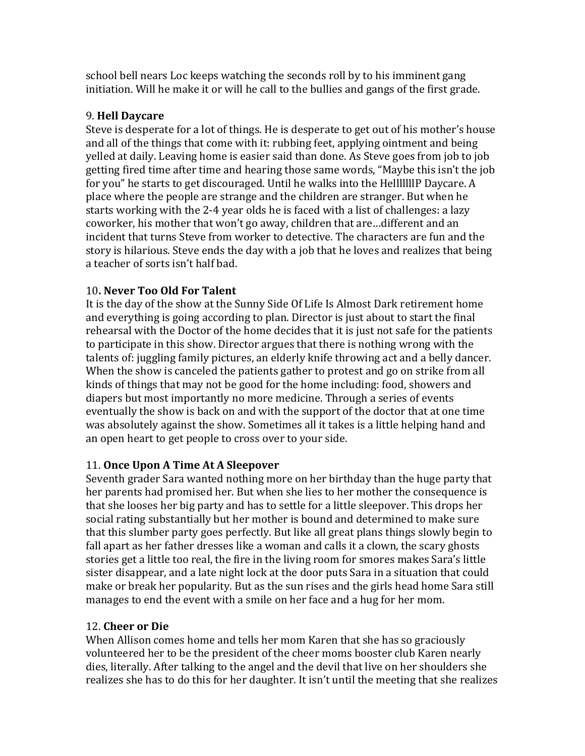school bell nears Loc keeps watching the seconds roll by to his imminent gang initiation. Will he make it or will he call to the bullies and gangs of the first grade.

9. **Hell Daycare**
Steve is desperate for a lot of things. He is desperate to get out of his mother's house and all of the things that come with it: rubbing feet, applying ointment and being yelled at daily. Leaving home is easier said than done. As Steve goes from job to job getting fired time after time and hearing those same words, "Maybe this isn't the job for you" he starts to get discouraged. Until he walks into the HelllllllP Daycare. A place where the people are strange and the children are stranger. But when he starts working with the 2-4 year olds he is faced with a list of challenges: a lazy coworker, his mother that won't go away, children that are…different and an incident that turns Steve from worker to detective. The characters are fun and the story is hilarious. Steve ends the day with a job that he loves and realizes that being a teacher of sorts isn't half bad.

10**. Never Too Old For Talent**
It is the day of the show at the Sunny Side Of Life Is Almost Dark retirement home and everything is going according to plan. Director is just about to start the final rehearsal with the Doctor of the home decides that it is just not safe for the patients to participate in this show. Director argues that there is nothing wrong with the talents of: juggling family pictures, an elderly knife throwing act and a belly dancer. When the show is canceled the patients gather to protest and go on strike from all kinds of things that may not be good for the home including: food, showers and diapers but most importantly no more medicine. Through a series of events eventually the show is back on and with the support of the doctor that at one time was absolutely against the show. Sometimes all it takes is a little helping hand and an open heart to get people to cross over to your side.

11. **Once Upon A Time At A Sleepover**
Seventh grader Sara wanted nothing more on her birthday than the huge party that her parents had promised her. But when she lies to her mother the consequence is that she looses her big party and has to settle for a little sleepover. This drops her social rating substantially but her mother is bound and determined to make sure that this slumber party goes perfectly. But like all great plans things slowly begin to fall apart as her father dresses like a woman and calls it a clown, the scary ghosts stories get a little too real, the fire in the living room for smores makes Sara's little sister disappear, and a late night lock at the door puts Sara in a situation that could make or break her popularity. But as the sun rises and the girls head home Sara still manages to end the event with a smile on her face and a hug for her mom.

12. **Cheer or Die**
When Allison comes home and tells her mom Karen that she has so graciously volunteered her to be the president of the cheer moms booster club Karen nearly dies, literally. After talking to the angel and the devil that live on her shoulders she realizes she has to do this for her daughter. It isn't until the meeting that she realizes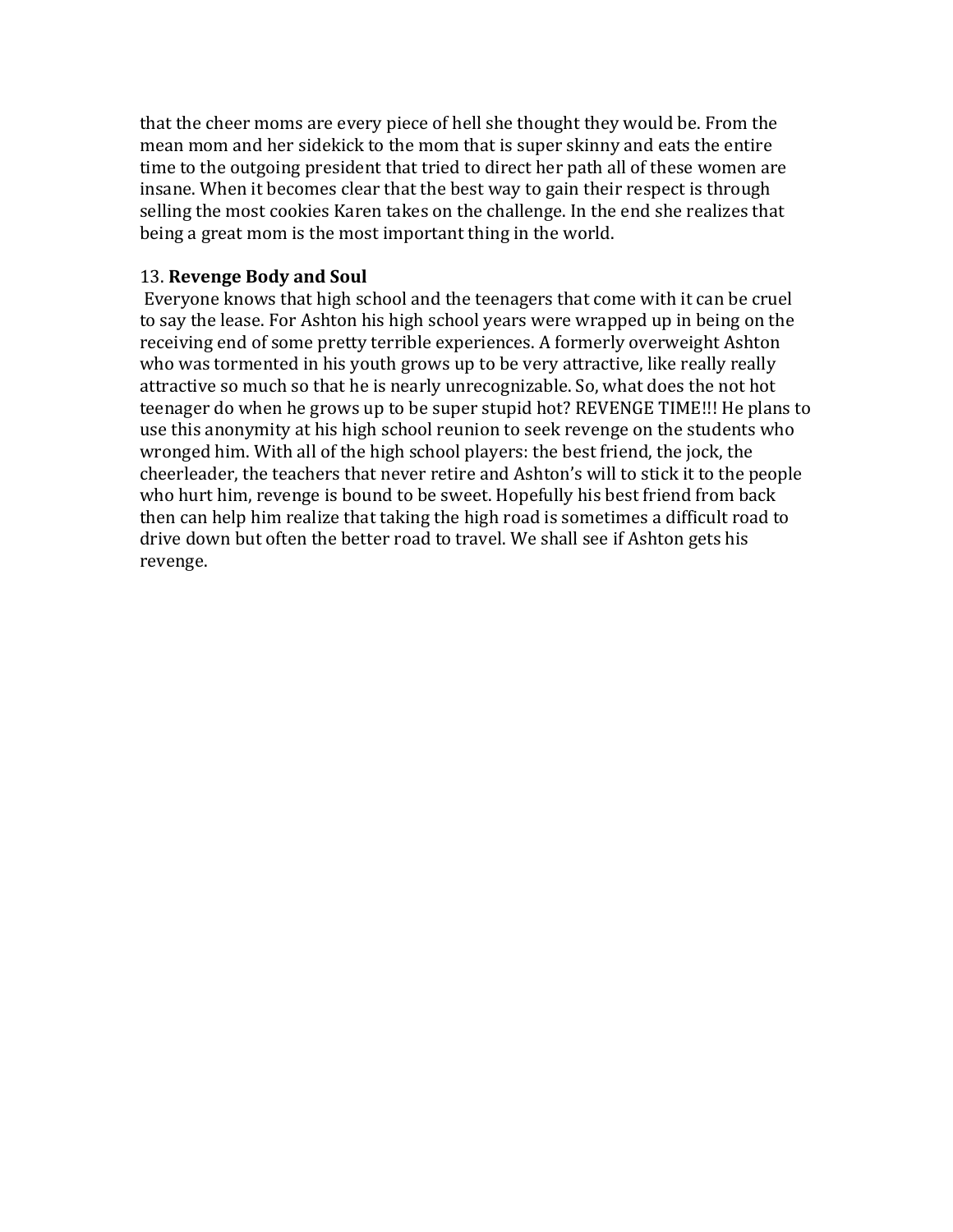that the cheer moms are every piece of hell she thought they would be. From the mean mom and her sidekick to the mom that is super skinny and eats the entire time to the outgoing president that tried to direct her path all of these women are insane. When it becomes clear that the best way to gain their respect is through selling the most cookies Karen takes on the challenge. In the end she realizes that being a great mom is the most important thing in the world.

13. **Revenge Body and Soul**

Everyone knows that high school and the teenagers that come with it can be cruel to say the lease. For Ashton his high school years were wrapped up in being on the receiving end of some pretty terrible experiences. A formerly overweight Ashton who was tormented in his youth grows up to be very attractive, like really really attractive so much so that he is nearly unrecognizable. So, what does the not hot teenager do when he grows up to be super stupid hot? REVENGE TIME!!! He plans to use this anonymity at his high school reunion to seek revenge on the students who wronged him. With all of the high school players: the best friend, the jock, the cheerleader, the teachers that never retire and Ashton's will to stick it to the people who hurt him, revenge is bound to be sweet. Hopefully his best friend from back then can help him realize that taking the high road is sometimes a difficult road to drive down but often the better road to travel. We shall see if Ashton gets his revenge.